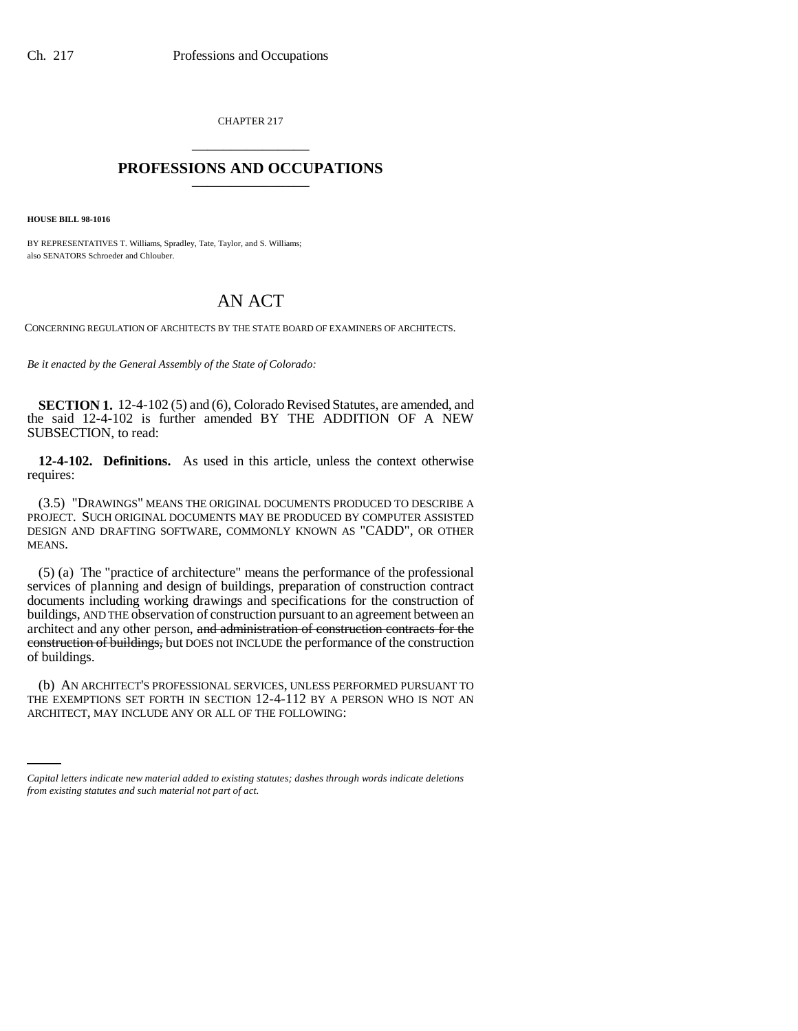CHAPTER 217

# PROFESSIONS AND OCCUPATIONS

**HOUSE BILL 98-1016**

BY REPRESENTATIVES T. Williams, Spradley, Tate, Taylor, and S. Williams;
also SENATORS Schroeder and Chlouber.

## AN ACT

CONCERNING REGULATION OF ARCHITECTS BY THE STATE BOARD OF EXAMINERS OF ARCHITECTS.

*Be it enacted by the General Assembly of the State of Colorado:*

**SECTION 1.** 12-4-102 (5) and (6), Colorado Revised Statutes, are amended, and the said 12-4-102 is further amended BY THE ADDITION OF A NEW SUBSECTION, to read:

**12-4-102. Definitions.** As used in this article, unless the context otherwise requires:

(3.5) "DRAWINGS" MEANS THE ORIGINAL DOCUMENTS PRODUCED TO DESCRIBE A PROJECT. SUCH ORIGINAL DOCUMENTS MAY BE PRODUCED BY COMPUTER ASSISTED DESIGN AND DRAFTING SOFTWARE, COMMONLY KNOWN AS "CADD", OR OTHER MEANS.

(5) (a) The "practice of architecture" means the performance of the professional services of planning and design of buildings, preparation of construction contract documents including working drawings and specifications for the construction of buildings, AND THE observation of construction pursuant to an agreement between an architect and any other person, ~~and administration of construction contracts for the construction of buildings,~~ but DOES not INCLUDE the performance of the construction of buildings.

(b) AN ARCHITECT'S PROFESSIONAL SERVICES, UNLESS PERFORMED PURSUANT TO THE EXEMPTIONS SET FORTH IN SECTION 12-4-112 BY A PERSON WHO IS NOT AN ARCHITECT, MAY INCLUDE ANY OR ALL OF THE FOLLOWING:

*Capital letters indicate new material added to existing statutes; dashes through words indicate deletions from existing statutes and such material not part of act.*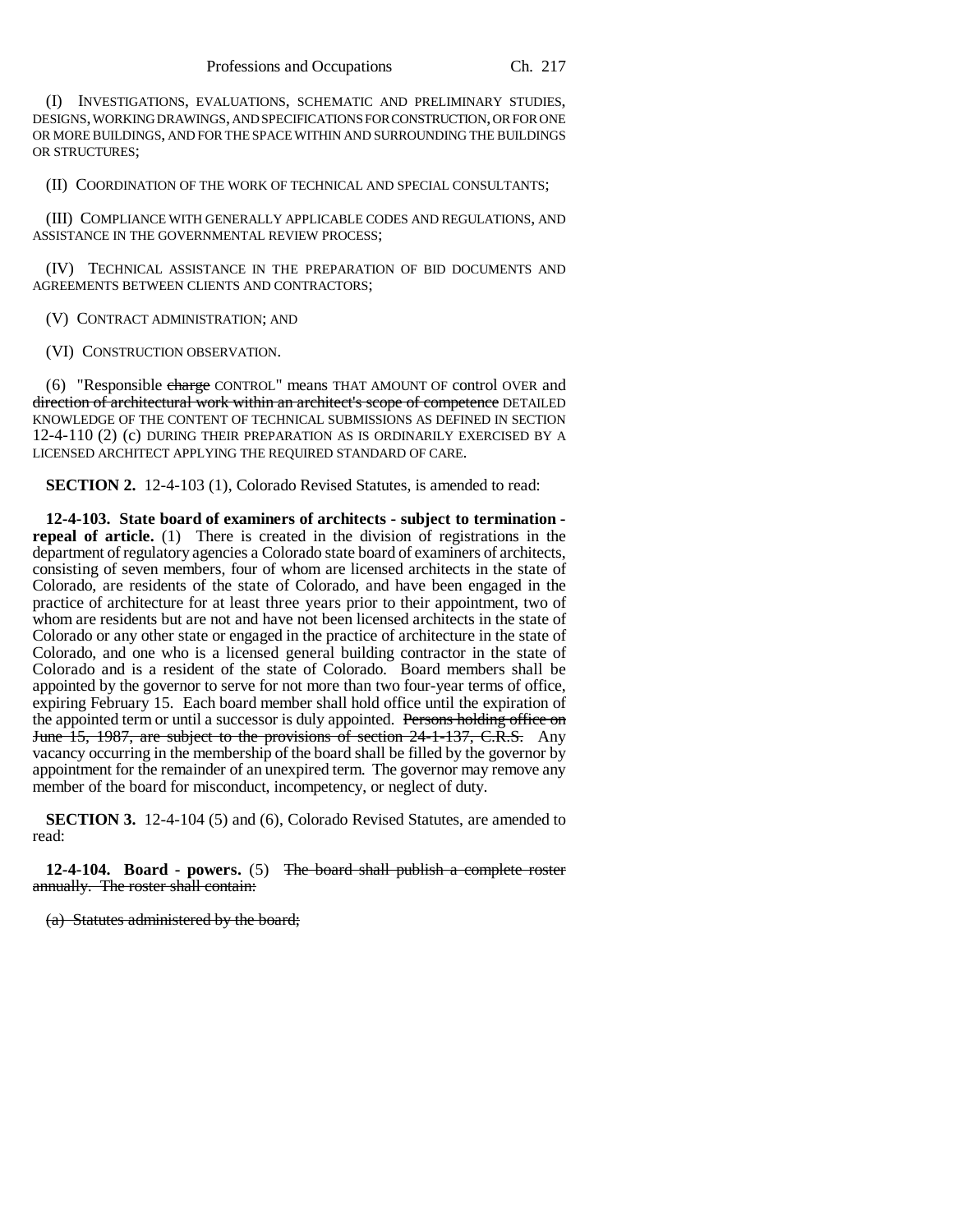(I) INVESTIGATIONS, EVALUATIONS, SCHEMATIC AND PRELIMINARY STUDIES, DESIGNS, WORKING DRAWINGS, AND SPECIFICATIONS FOR CONSTRUCTION, OR FOR ONE OR MORE BUILDINGS, AND FOR THE SPACE WITHIN AND SURROUNDING THE BUILDINGS OR STRUCTURES;

(II) COORDINATION OF THE WORK OF TECHNICAL AND SPECIAL CONSULTANTS;

(III) COMPLIANCE WITH GENERALLY APPLICABLE CODES AND REGULATIONS, AND ASSISTANCE IN THE GOVERNMENTAL REVIEW PROCESS;

(IV) TECHNICAL ASSISTANCE IN THE PREPARATION OF BID DOCUMENTS AND AGREEMENTS BETWEEN CLIENTS AND CONTRACTORS;

(V) CONTRACT ADMINISTRATION; AND

(VI) CONSTRUCTION OBSERVATION.

(6) "Responsible ~~charge~~ CONTROL" means THAT AMOUNT OF control OVER and ~~direction of architectural work within an architect's scope of competence~~ DETAILED KNOWLEDGE OF THE CONTENT OF TECHNICAL SUBMISSIONS AS DEFINED IN SECTION 12-4-110 (2) (c) DURING THEIR PREPARATION AS IS ORDINARILY EXERCISED BY A LICENSED ARCHITECT APPLYING THE REQUIRED STANDARD OF CARE.

**SECTION 2.** 12-4-103 (1), Colorado Revised Statutes, is amended to read:

**12-4-103. State board of examiners of architects - subject to termination - repeal of article.** (1) There is created in the division of registrations in the department of regulatory agencies a Colorado state board of examiners of architects, consisting of seven members, four of whom are licensed architects in the state of Colorado, are residents of the state of Colorado, and have been engaged in the practice of architecture for at least three years prior to their appointment, two of whom are residents but are not and have not been licensed architects in the state of Colorado or any other state or engaged in the practice of architecture in the state of Colorado, and one who is a licensed general building contractor in the state of Colorado and is a resident of the state of Colorado. Board members shall be appointed by the governor to serve for not more than two four-year terms of office, expiring February 15. Each board member shall hold office until the expiration of the appointed term or until a successor is duly appointed. ~~Persons holding office on June 15, 1987, are subject to the provisions of section 24-1-137, C.R.S.~~ Any vacancy occurring in the membership of the board shall be filled by the governor by appointment for the remainder of an unexpired term. The governor may remove any member of the board for misconduct, incompetency, or neglect of duty.

**SECTION 3.** 12-4-104 (5) and (6), Colorado Revised Statutes, are amended to read:

**12-4-104. Board - powers.** (5) ~~The board shall publish a complete roster annually. The roster shall contain:~~

~~(a) Statutes administered by the board;~~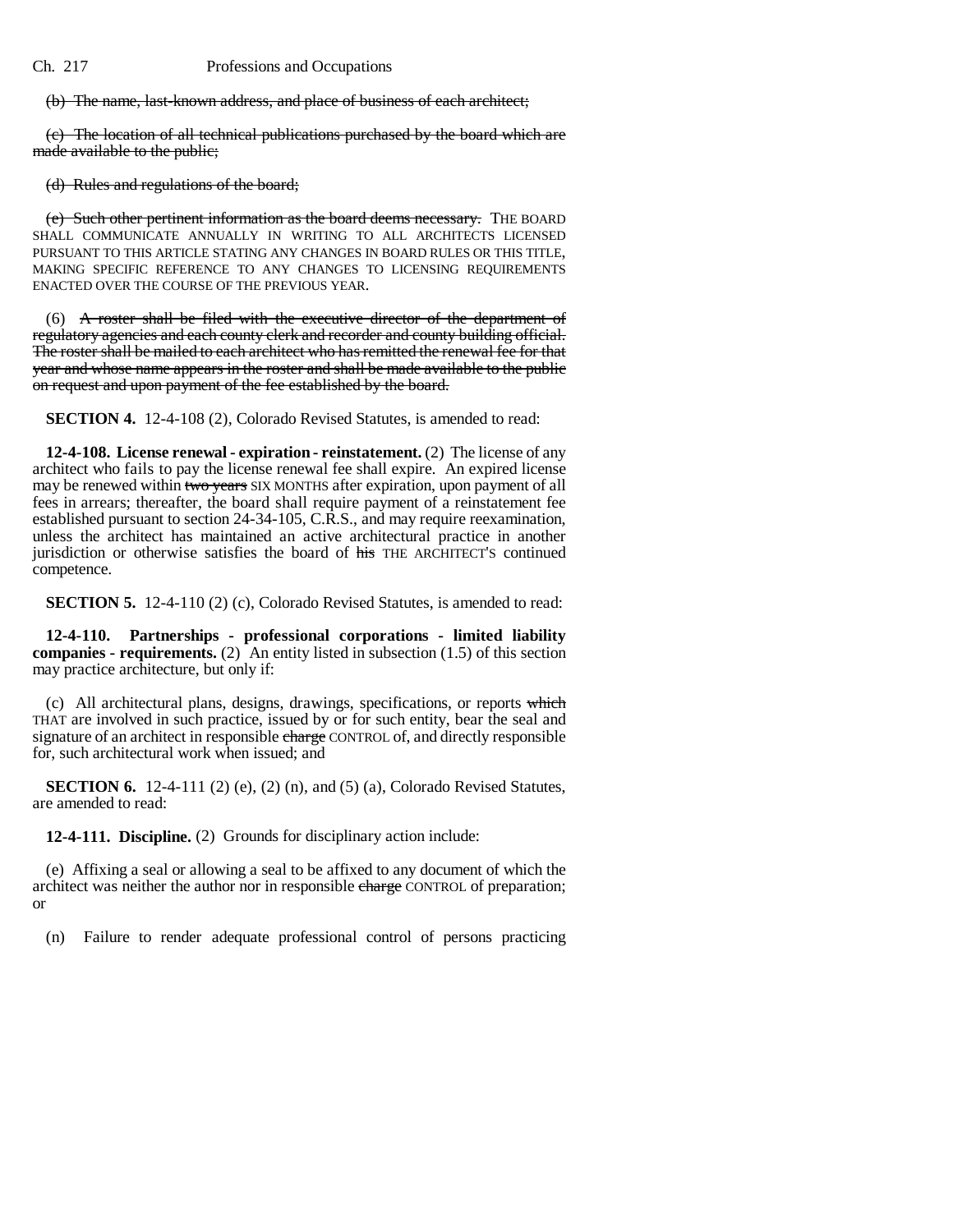(b) ~~The name, last-known address, and place of business of each architect;~~

(c) ~~The location of all technical publications purchased by the board which are made available to the public;~~

(d) ~~Rules and regulations of the board;~~

(e) ~~Such other pertinent information as the board deems necessary.~~ THE BOARD SHALL COMMUNICATE ANNUALLY IN WRITING TO ALL ARCHITECTS LICENSED PURSUANT TO THIS ARTICLE STATING ANY CHANGES IN BOARD RULES OR THIS TITLE, MAKING SPECIFIC REFERENCE TO ANY CHANGES TO LICENSING REQUIREMENTS ENACTED OVER THE COURSE OF THE PREVIOUS YEAR.

(6) ~~A roster shall be filed with the executive director of the department of regulatory agencies and each county clerk and recorder and county building official. The roster shall be mailed to each architect who has remitted the renewal fee for that year and whose name appears in the roster and shall be made available to the public on request and upon payment of the fee established by the board.~~

**SECTION 4.** 12-4-108 (2), Colorado Revised Statutes, is amended to read:

**12-4-108. License renewal - expiration - reinstatement.** (2) The license of any architect who fails to pay the license renewal fee shall expire. An expired license may be renewed within ~~two years~~ SIX MONTHS after expiration, upon payment of all fees in arrears; thereafter, the board shall require payment of a reinstatement fee established pursuant to section 24-34-105, C.R.S., and may require reexamination, unless the architect has maintained an active architectural practice in another jurisdiction or otherwise satisfies the board of ~~his~~ THE ARCHITECT'S continued competence.

**SECTION 5.** 12-4-110 (2) (c), Colorado Revised Statutes, is amended to read:

**12-4-110. Partnerships - professional corporations - limited liability companies - requirements.** (2) An entity listed in subsection (1.5) of this section may practice architecture, but only if:

(c) All architectural plans, designs, drawings, specifications, or reports ~~which~~ THAT are involved in such practice, issued by or for such entity, bear the seal and signature of an architect in responsible ~~charge~~ CONTROL of, and directly responsible for, such architectural work when issued; and

**SECTION 6.** 12-4-111 (2) (e), (2) (n), and (5) (a), Colorado Revised Statutes, are amended to read:

**12-4-111. Discipline.** (2) Grounds for disciplinary action include:

(e) Affixing a seal or allowing a seal to be affixed to any document of which the architect was neither the author nor in responsible ~~charge~~ CONTROL of preparation; or

(n) Failure to render adequate professional control of persons practicing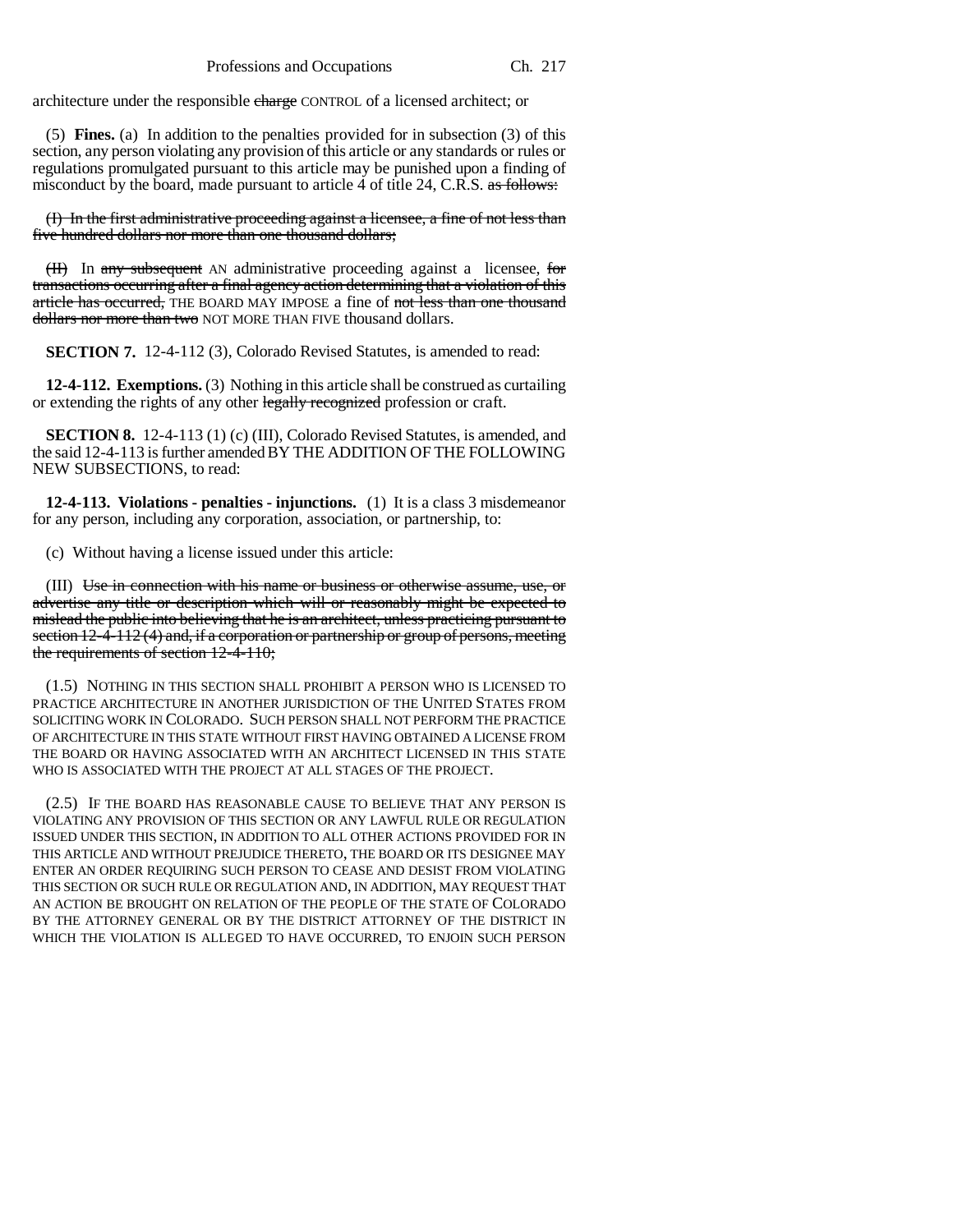architecture under the responsible ~~charge~~ CONTROL of a licensed architect; or

(5) **Fines.** (a) In addition to the penalties provided for in subsection (3) of this section, any person violating any provision of this article or any standards or rules or regulations promulgated pursuant to this article may be punished upon a finding of misconduct by the board, made pursuant to article 4 of title 24, C.R.S. ~~as follows:~~

~~(I) In the first administrative proceeding against a licensee, a fine of not less than five hundred dollars nor more than one thousand dollars;~~

~~(II)~~ In ~~any subsequent~~ AN administrative proceeding against a licensee, ~~for transactions occurring after a final agency action determining that a violation of this article has occurred,~~ THE BOARD MAY IMPOSE a fine of ~~not less than one thousand dollars nor more than two~~ NOT MORE THAN FIVE thousand dollars.

**SECTION 7.** 12-4-112 (3), Colorado Revised Statutes, is amended to read:

**12-4-112. Exemptions.** (3) Nothing in this article shall be construed as curtailing or extending the rights of any other ~~legally recognized~~ profession or craft.

**SECTION 8.** 12-4-113 (1) (c) (III), Colorado Revised Statutes, is amended, and the said 12-4-113 is further amended BY THE ADDITION OF THE FOLLOWING NEW SUBSECTIONS, to read:

**12-4-113. Violations - penalties - injunctions.** (1) It is a class 3 misdemeanor for any person, including any corporation, association, or partnership, to:

(c) Without having a license issued under this article:

(III) ~~Use in connection with his name or business or otherwise assume, use, or advertise any title or description which will or reasonably might be expected to mislead the public into believing that he is an architect, unless practicing pursuant to section 12-4-112 (4) and, if a corporation or partnership or group of persons, meeting the requirements of section 12-4-110;~~

(1.5) NOTHING IN THIS SECTION SHALL PROHIBIT A PERSON WHO IS LICENSED TO PRACTICE ARCHITECTURE IN ANOTHER JURISDICTION OF THE UNITED STATES FROM SOLICITING WORK IN COLORADO. SUCH PERSON SHALL NOT PERFORM THE PRACTICE OF ARCHITECTURE IN THIS STATE WITHOUT FIRST HAVING OBTAINED A LICENSE FROM THE BOARD OR HAVING ASSOCIATED WITH AN ARCHITECT LICENSED IN THIS STATE WHO IS ASSOCIATED WITH THE PROJECT AT ALL STAGES OF THE PROJECT.

(2.5) IF THE BOARD HAS REASONABLE CAUSE TO BELIEVE THAT ANY PERSON IS VIOLATING ANY PROVISION OF THIS SECTION OR ANY LAWFUL RULE OR REGULATION ISSUED UNDER THIS SECTION, IN ADDITION TO ALL OTHER ACTIONS PROVIDED FOR IN THIS ARTICLE AND WITHOUT PREJUDICE THERETO, THE BOARD OR ITS DESIGNEE MAY ENTER AN ORDER REQUIRING SUCH PERSON TO CEASE AND DESIST FROM VIOLATING THIS SECTION OR SUCH RULE OR REGULATION AND, IN ADDITION, MAY REQUEST THAT AN ACTION BE BROUGHT ON RELATION OF THE PEOPLE OF THE STATE OF COLORADO BY THE ATTORNEY GENERAL OR BY THE DISTRICT ATTORNEY OF THE DISTRICT IN WHICH THE VIOLATION IS ALLEGED TO HAVE OCCURRED, TO ENJOIN SUCH PERSON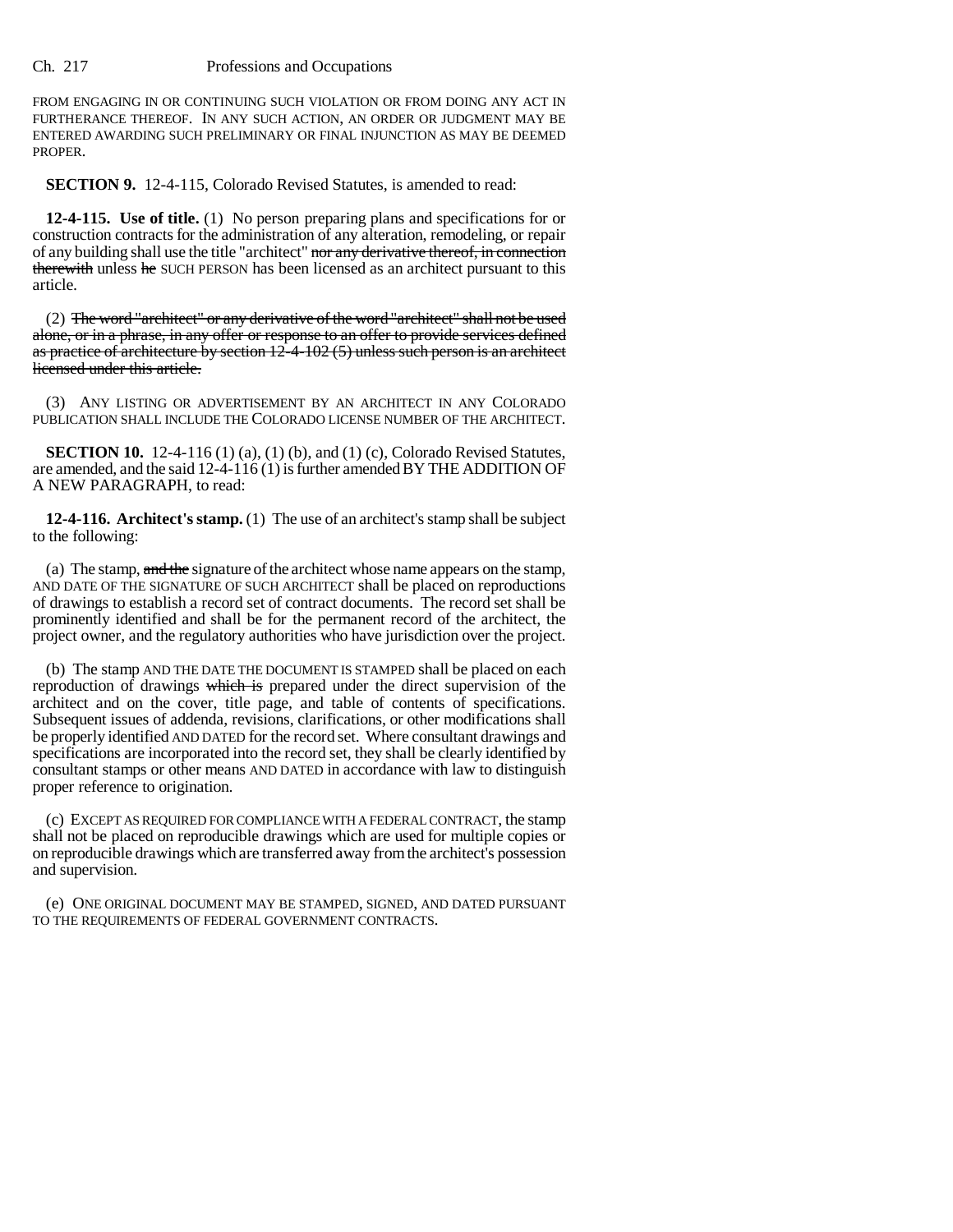FROM ENGAGING IN OR CONTINUING SUCH VIOLATION OR FROM DOING ANY ACT IN FURTHERANCE THEREOF. IN ANY SUCH ACTION, AN ORDER OR JUDGMENT MAY BE ENTERED AWARDING SUCH PRELIMINARY OR FINAL INJUNCTION AS MAY BE DEEMED PROPER.

**SECTION 9.** 12-4-115, Colorado Revised Statutes, is amended to read:

**12-4-115. Use of title.** (1) No person preparing plans and specifications for or construction contracts for the administration of any alteration, remodeling, or repair of any building shall use the title "architect" ~~nor any derivative thereof, in connection therewith~~ unless ~~he~~ SUCH PERSON has been licensed as an architect pursuant to this article.

(2) ~~The word "architect" or any derivative of the word "architect" shall not be used alone, or in a phrase, in any offer or response to an offer to provide services defined as practice of architecture by section 12-4-102 (5) unless such person is an architect licensed under this article.~~

(3) ANY LISTING OR ADVERTISEMENT BY AN ARCHITECT IN ANY COLORADO PUBLICATION SHALL INCLUDE THE COLORADO LICENSE NUMBER OF THE ARCHITECT.

**SECTION 10.** 12-4-116 (1) (a), (1) (b), and (1) (c), Colorado Revised Statutes, are amended, and the said 12-4-116 (1) is further amended BY THE ADDITION OF A NEW PARAGRAPH, to read:

**12-4-116. Architect's stamp.** (1) The use of an architect's stamp shall be subject to the following:

(a) The stamp, ~~and the~~ signature of the architect whose name appears on the stamp, AND DATE OF THE SIGNATURE OF SUCH ARCHITECT shall be placed on reproductions of drawings to establish a record set of contract documents. The record set shall be prominently identified and shall be for the permanent record of the architect, the project owner, and the regulatory authorities who have jurisdiction over the project.

(b) The stamp AND THE DATE THE DOCUMENT IS STAMPED shall be placed on each reproduction of drawings ~~which is~~ prepared under the direct supervision of the architect and on the cover, title page, and table of contents of specifications. Subsequent issues of addenda, revisions, clarifications, or other modifications shall be properly identified AND DATED for the record set. Where consultant drawings and specifications are incorporated into the record set, they shall be clearly identified by consultant stamps or other means AND DATED in accordance with law to distinguish proper reference to origination.

(c) EXCEPT AS REQUIRED FOR COMPLIANCE WITH A FEDERAL CONTRACT, the stamp shall not be placed on reproducible drawings which are used for multiple copies or on reproducible drawings which are transferred away from the architect's possession and supervision.

(e) ONE ORIGINAL DOCUMENT MAY BE STAMPED, SIGNED, AND DATED PURSUANT TO THE REQUIREMENTS OF FEDERAL GOVERNMENT CONTRACTS.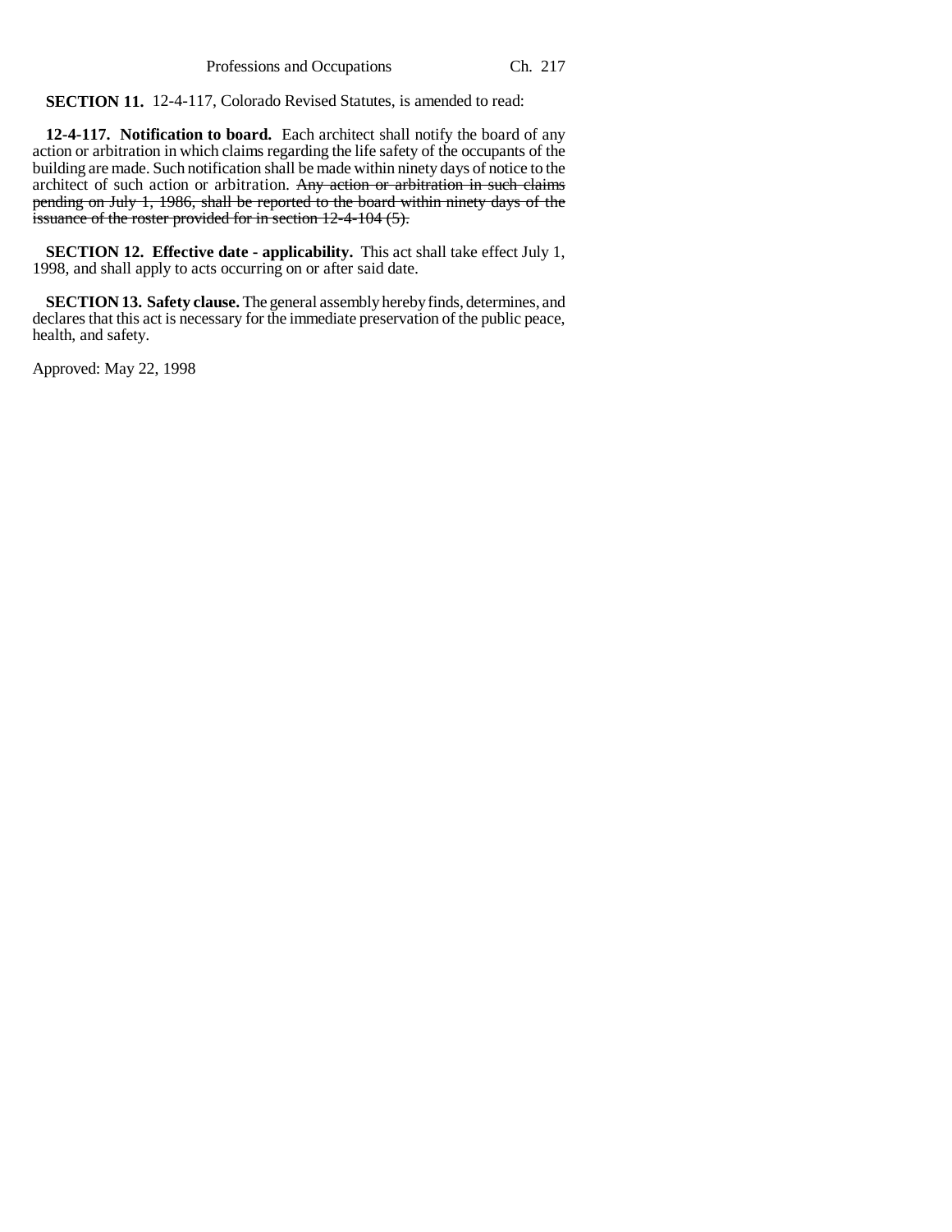**SECTION 11.** 12-4-117, Colorado Revised Statutes, is amended to read:

**12-4-117. Notification to board.** Each architect shall notify the board of any action or arbitration in which claims regarding the life safety of the occupants of the building are made. Such notification shall be made within ninety days of notice to the architect of such action or arbitration. ~~Any action or arbitration in such claims pending on July 1, 1986, shall be reported to the board within ninety days of the issuance of the roster provided for in section 12-4-104 (5).~~

**SECTION 12. Effective date - applicability.** This act shall take effect July 1, 1998, and shall apply to acts occurring on or after said date.

**SECTION 13. Safety clause.** The general assembly hereby finds, determines, and declares that this act is necessary for the immediate preservation of the public peace, health, and safety.

Approved: May 22, 1998